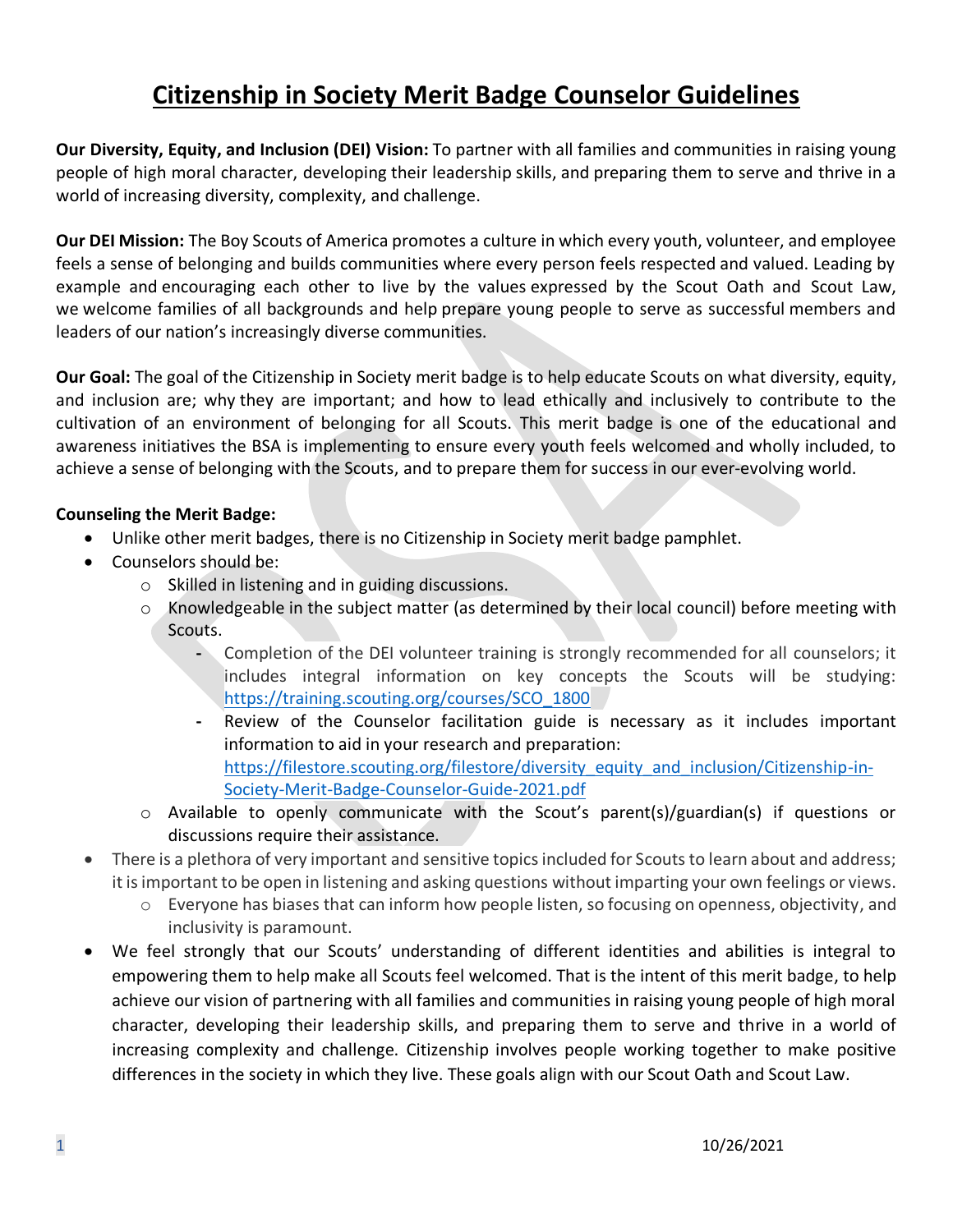# Citizenship in Society Merit Badge Counselor Guidelines

**Our Diversity, Equity, and Inclusion (DEI) Vision:** To partner with all families and communities in raising young people of high moral character, developing their leadership skills, and preparing them to serve and thrive in a world of increasing diversity, complexity, and challenge.

**Our DEI Mission:** The Boy Scouts of America promotes a culture in which every youth, volunteer, and employee feels a sense of belonging and builds communities where every person feels respected and valued. Leading by example and encouraging each other to live by the values expressed by the Scout Oath and Scout Law, we welcome families of all backgrounds and help prepare young people to serve as successful members and leaders of our nation's increasingly diverse communities.

**Our Goal:** The goal of the Citizenship in Society merit badge is to help educate Scouts on what diversity, equity, and inclusion are; why they are important; and how to lead ethically and inclusively to contribute to the cultivation of an environment of belonging for all Scouts. This merit badge is one of the educational and awareness initiatives the BSA is implementing to ensure every youth feels welcomed and wholly included, to achieve a sense of belonging with the Scouts, and to prepare them for success in our ever-evolving world.

**Counseling the Merit Badge:**

- Unlike other merit badges, there is no Citizenship in Society merit badge pamphlet.
- Counselors should be:
  - Skilled in listening and in guiding discussions.
  - Knowledgeable in the subject matter (as determined by their local council) before meeting with Scouts.
    - Completion of the DEI volunteer training is strongly recommended for all counselors; it includes integral information on key concepts the Scouts will be studying: https://training.scouting.org/courses/SCO_1800
    - Review of the Counselor facilitation guide is necessary as it includes important information to aid in your research and preparation: https://filestore.scouting.org/filestore/diversity_equity_and_inclusion/Citizenship-in-Society-Merit-Badge-Counselor-Guide-2021.pdf
  - Available to openly communicate with the Scout's parent(s)/guardian(s) if questions or discussions require their assistance.
- There is a plethora of very important and sensitive topics included for Scouts to learn about and address; it is important to be open in listening and asking questions without imparting your own feelings or views.
  - Everyone has biases that can inform how people listen, so focusing on openness, objectivity, and inclusivity is paramount.
- We feel strongly that our Scouts' understanding of different identities and abilities is integral to empowering them to help make all Scouts feel welcomed. That is the intent of this merit badge, to help achieve our vision of partnering with all families and communities in raising young people of high moral character, developing their leadership skills, and preparing them to serve and thrive in a world of increasing complexity and challenge. Citizenship involves people working together to make positive differences in the society in which they live. These goals align with our Scout Oath and Scout Law.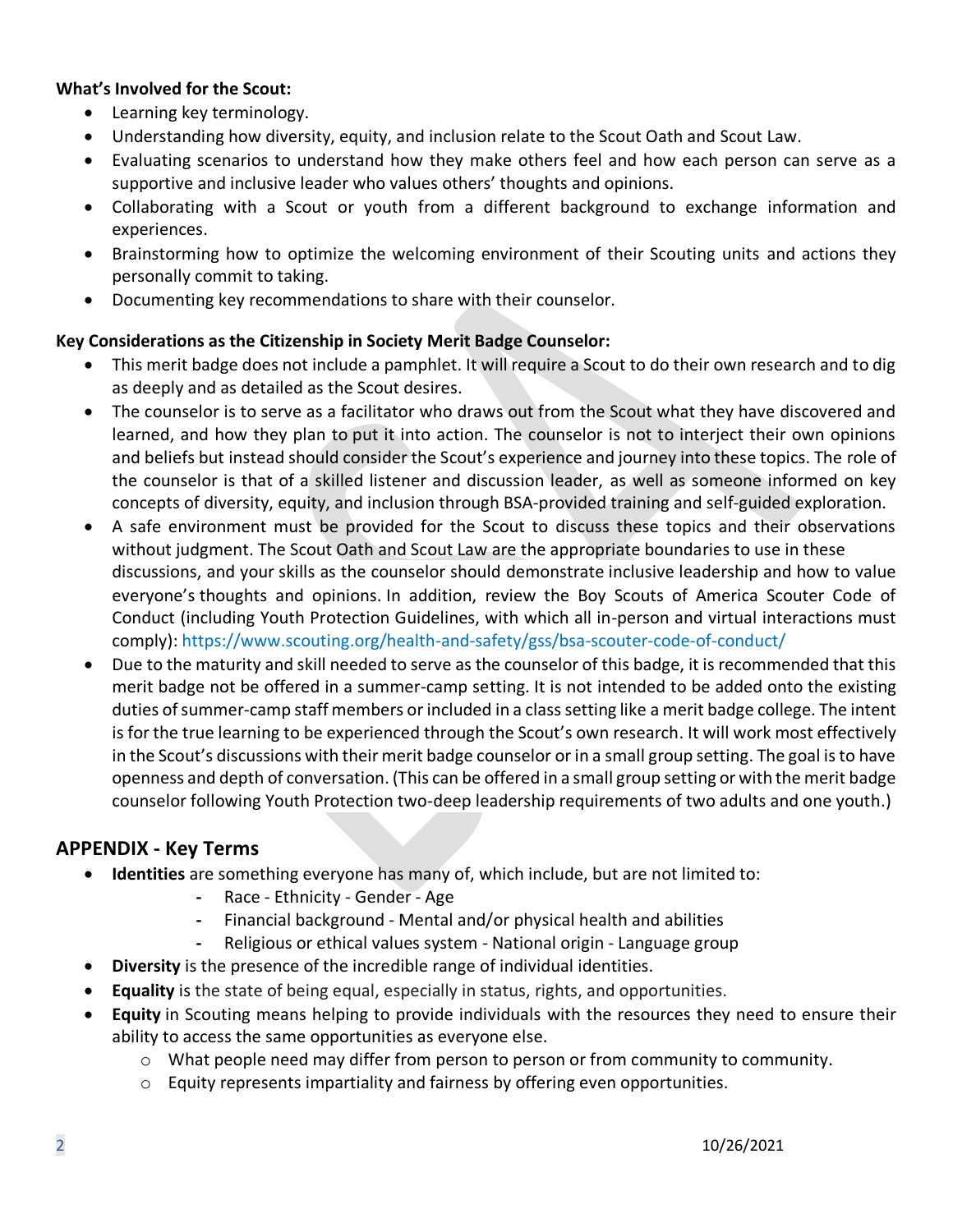**What's Involved for the Scout:**

- Learning key terminology.
- Understanding how diversity, equity, and inclusion relate to the Scout Oath and Scout Law.
- Evaluating scenarios to understand how they make others feel and how each person can serve as a supportive and inclusive leader who values others' thoughts and opinions.
- Collaborating with a Scout or youth from a different background to exchange information and experiences.
- Brainstorming how to optimize the welcoming environment of their Scouting units and actions they personally commit to taking.
- Documenting key recommendations to share with their counselor.

**Key Considerations as the Citizenship in Society Merit Badge Counselor:**

- This merit badge does not include a pamphlet. It will require a Scout to do their own research and to dig as deeply and as detailed as the Scout desires.
- The counselor is to serve as a facilitator who draws out from the Scout what they have discovered and learned, and how they plan to put it into action. The counselor is not to interject their own opinions and beliefs but instead should consider the Scout's experience and journey into these topics. The role of the counselor is that of a skilled listener and discussion leader, as well as someone informed on key concepts of diversity, equity, and inclusion through BSA-provided training and self-guided exploration.
- A safe environment must be provided for the Scout to discuss these topics and their observations without judgment. The Scout Oath and Scout Law are the appropriate boundaries to use in these discussions, and your skills as the counselor should demonstrate inclusive leadership and how to value everyone's thoughts and opinions. In addition, review the Boy Scouts of America Scouter Code of Conduct (including Youth Protection Guidelines, with which all in-person and virtual interactions must comply): https://www.scouting.org/health-and-safety/gss/bsa-scouter-code-of-conduct/
- Due to the maturity and skill needed to serve as the counselor of this badge, it is recommended that this merit badge not be offered in a summer-camp setting. It is not intended to be added onto the existing duties of summer-camp staff members or included in a class setting like a merit badge college. The intent is for the true learning to be experienced through the Scout's own research. It will work most effectively in the Scout's discussions with their merit badge counselor or in a small group setting. The goal is to have openness and depth of conversation. (This can be offered in a small group setting or with the merit badge counselor following Youth Protection two-deep leadership requirements of two adults and one youth.)

## APPENDIX - Key Terms

- **Identities** are something everyone has many of, which include, but are not limited to:
  - Race - Ethnicity - Gender - Age
  - Financial background - Mental and/or physical health and abilities
  - Religious or ethical values system - National origin - Language group
- **Diversity** is the presence of the incredible range of individual identities.
- **Equality** is the state of being equal, especially in status, rights, and opportunities.
- **Equity** in Scouting means helping to provide individuals with the resources they need to ensure their ability to access the same opportunities as everyone else.
  - What people need may differ from person to person or from community to community.
  - Equity represents impartiality and fairness by offering even opportunities.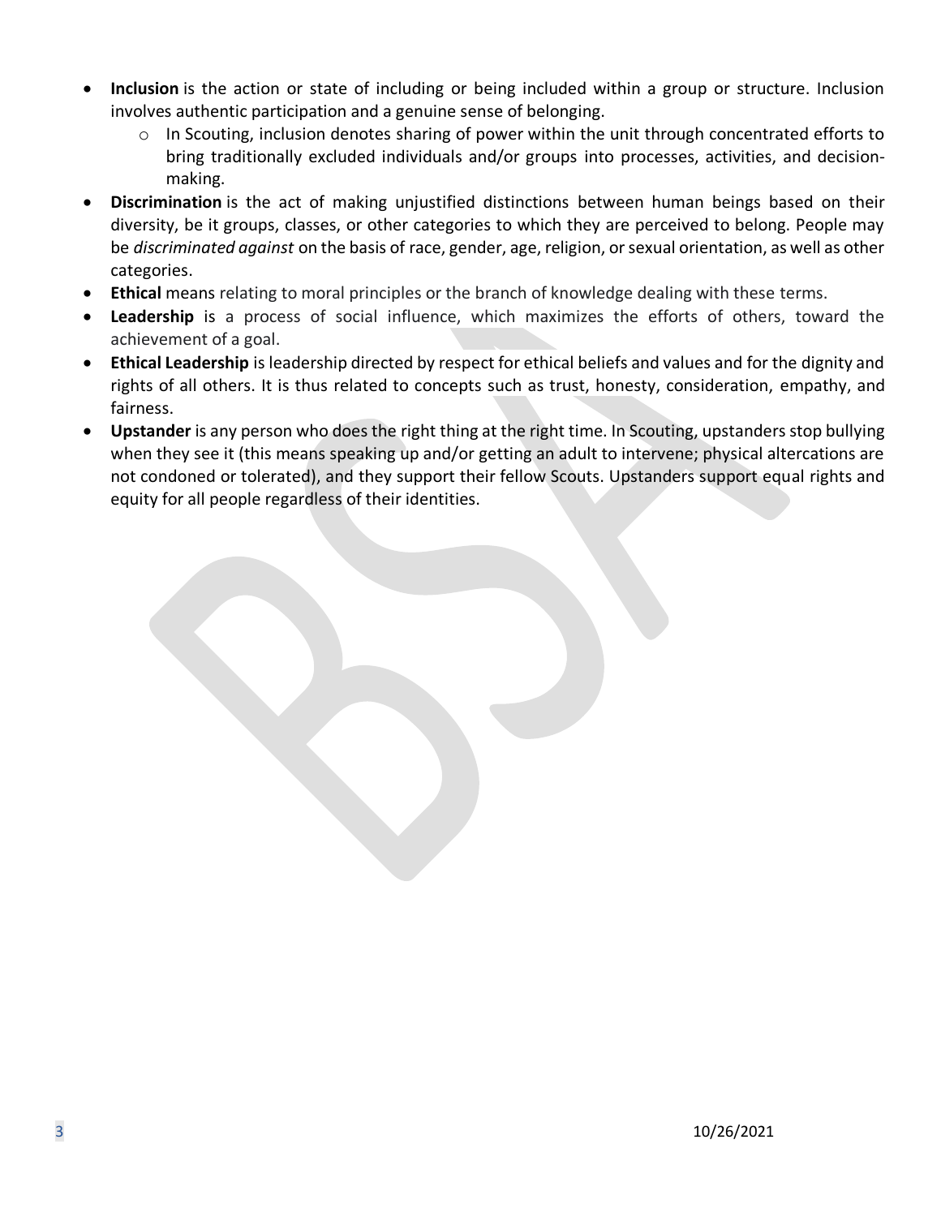- **Inclusion** is the action or state of including or being included within a group or structure. Inclusion involves authentic participation and a genuine sense of belonging.
  - In Scouting, inclusion denotes sharing of power within the unit through concentrated efforts to bring traditionally excluded individuals and/or groups into processes, activities, and decision-making.
- **Discrimination** is the act of making unjustified distinctions between human beings based on their diversity, be it groups, classes, or other categories to which they are perceived to belong. People may be *discriminated against* on the basis of race, gender, age, religion, or sexual orientation, as well as other categories.
- **Ethical** means relating to moral principles or the branch of knowledge dealing with these terms.
- **Leadership** is a process of social influence, which maximizes the efforts of others, toward the achievement of a goal.
- **Ethical Leadership** is leadership directed by respect for ethical beliefs and values and for the dignity and rights of all others. It is thus related to concepts such as trust, honesty, consideration, empathy, and fairness.
- **Upstander** is any person who does the right thing at the right time. In Scouting, upstanders stop bullying when they see it (this means speaking up and/or getting an adult to intervene; physical altercations are not condoned or tolerated), and they support their fellow Scouts. Upstanders support equal rights and equity for all people regardless of their identities.